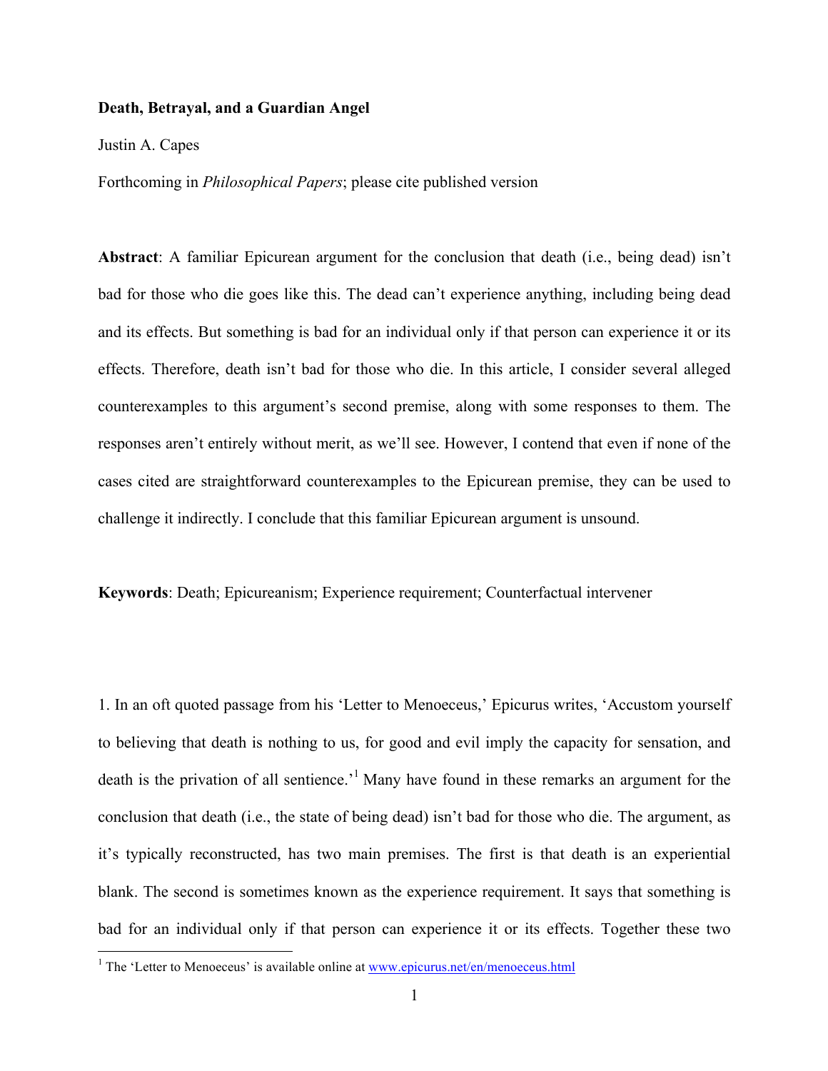**Death, Betrayal, and a Guardian Angel**

Justin A. Capes

Forthcoming in *Philosophical Papers*; please cite published version

**Abstract**: A familiar Epicurean argument for the conclusion that death (i.e., being dead) isn't bad for those who die goes like this. The dead can't experience anything, including being dead and its effects. But something is bad for an individual only if that person can experience it or its effects. Therefore, death isn't bad for those who die. In this article, I consider several alleged counterexamples to this argument's second premise, along with some responses to them. The responses aren't entirely without merit, as we'll see. However, I contend that even if none of the cases cited are straightforward counterexamples to the Epicurean premise, they can be used to challenge it indirectly. I conclude that this familiar Epicurean argument is unsound.

**Keywords**: Death; Epicureanism; Experience requirement; Counterfactual intervener

1. In an oft quoted passage from his 'Letter to Menoeceus,' Epicurus writes, 'Accustom yourself to believing that death is nothing to us, for good and evil imply the capacity for sensation, and death is the privation of all sentience.'[1] Many have found in these remarks an argument for the conclusion that death (i.e., the state of being dead) isn't bad for those who die. The argument, as it's typically reconstructed, has two main premises. The first is that death is an experiential blank. The second is sometimes known as the experience requirement. It says that something is bad for an individual only if that person can experience it or its effects. Together these two

[1] The 'Letter to Menoeceus' is available online at www.epicurus.net/en/menoeceus.html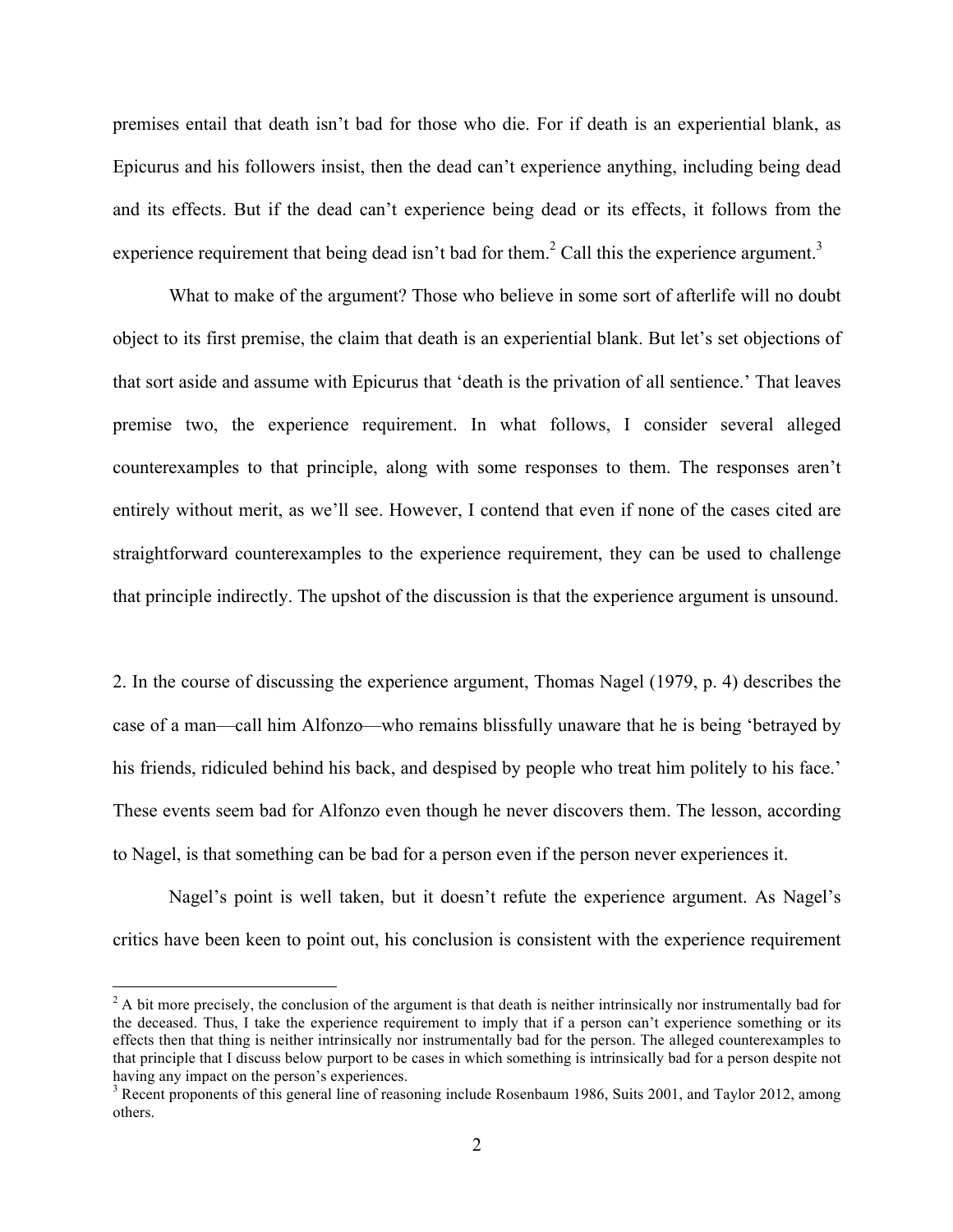premises entail that death isn't bad for those who die. For if death is an experiential blank, as Epicurus and his followers insist, then the dead can't experience anything, including being dead and its effects. But if the dead can't experience being dead or its effects, it follows from the experience requirement that being dead isn't bad for them.[2] Call this the experience argument.[3]

What to make of the argument? Those who believe in some sort of afterlife will no doubt object to its first premise, the claim that death is an experiential blank. But let's set objections of that sort aside and assume with Epicurus that 'death is the privation of all sentience.' That leaves premise two, the experience requirement. In what follows, I consider several alleged counterexamples to that principle, along with some responses to them. The responses aren't entirely without merit, as we'll see. However, I contend that even if none of the cases cited are straightforward counterexamples to the experience requirement, they can be used to challenge that principle indirectly. The upshot of the discussion is that the experience argument is unsound.

2. In the course of discussing the experience argument, Thomas Nagel (1979, p. 4) describes the case of a man—call him Alfonzo—who remains blissfully unaware that he is being 'betrayed by his friends, ridiculed behind his back, and despised by people who treat him politely to his face.' These events seem bad for Alfonzo even though he never discovers them. The lesson, according to Nagel, is that something can be bad for a person even if the person never experiences it.

Nagel's point is well taken, but it doesn't refute the experience argument. As Nagel's critics have been keen to point out, his conclusion is consistent with the experience requirement

---

[2] A bit more precisely, the conclusion of the argument is that death is neither intrinsically nor instrumentally bad for the deceased. Thus, I take the experience requirement to imply that if a person can't experience something or its effects then that thing is neither intrinsically nor instrumentally bad for the person. The alleged counterexamples to that principle that I discuss below purport to be cases in which something is intrinsically bad for a person despite not having any impact on the person's experiences.

[3] Recent proponents of this general line of reasoning include Rosenbaum 1986, Suits 2001, and Taylor 2012, among others.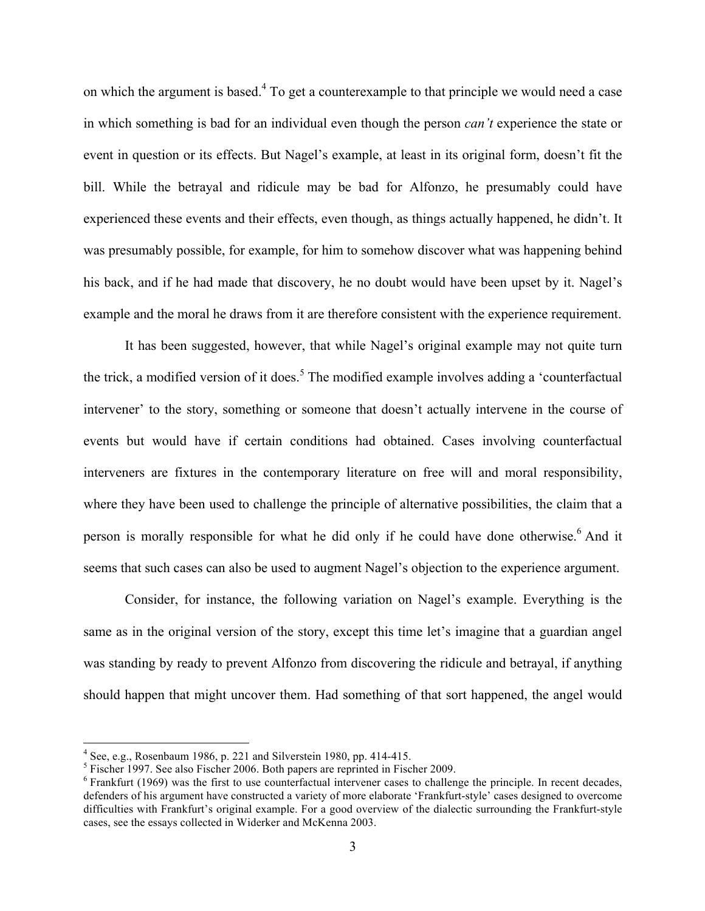on which the argument is based.[4] To get a counterexample to that principle we would need a case in which something is bad for an individual even though the person *can't* experience the state or event in question or its effects. But Nagel's example, at least in its original form, doesn't fit the bill. While the betrayal and ridicule may be bad for Alfonzo, he presumably could have experienced these events and their effects, even though, as things actually happened, he didn't. It was presumably possible, for example, for him to somehow discover what was happening behind his back, and if he had made that discovery, he no doubt would have been upset by it. Nagel's example and the moral he draws from it are therefore consistent with the experience requirement.

It has been suggested, however, that while Nagel's original example may not quite turn the trick, a modified version of it does.[5] The modified example involves adding a 'counterfactual intervener' to the story, something or someone that doesn't actually intervene in the course of events but would have if certain conditions had obtained. Cases involving counterfactual interveners are fixtures in the contemporary literature on free will and moral responsibility, where they have been used to challenge the principle of alternative possibilities, the claim that a person is morally responsible for what he did only if he could have done otherwise.[6] And it seems that such cases can also be used to augment Nagel's objection to the experience argument.

Consider, for instance, the following variation on Nagel's example. Everything is the same as in the original version of the story, except this time let's imagine that a guardian angel was standing by ready to prevent Alfonzo from discovering the ridicule and betrayal, if anything should happen that might uncover them. Had something of that sort happened, the angel would

---

[4] See, e.g., Rosenbaum 1986, p. 221 and Silverstein 1980, pp. 414-415.

[5] Fischer 1997. See also Fischer 2006. Both papers are reprinted in Fischer 2009.

[6] Frankfurt (1969) was the first to use counterfactual intervener cases to challenge the principle. In recent decades, defenders of his argument have constructed a variety of more elaborate 'Frankfurt-style' cases designed to overcome difficulties with Frankfurt's original example. For a good overview of the dialectic surrounding the Frankfurt-style cases, see the essays collected in Widerker and McKenna 2003.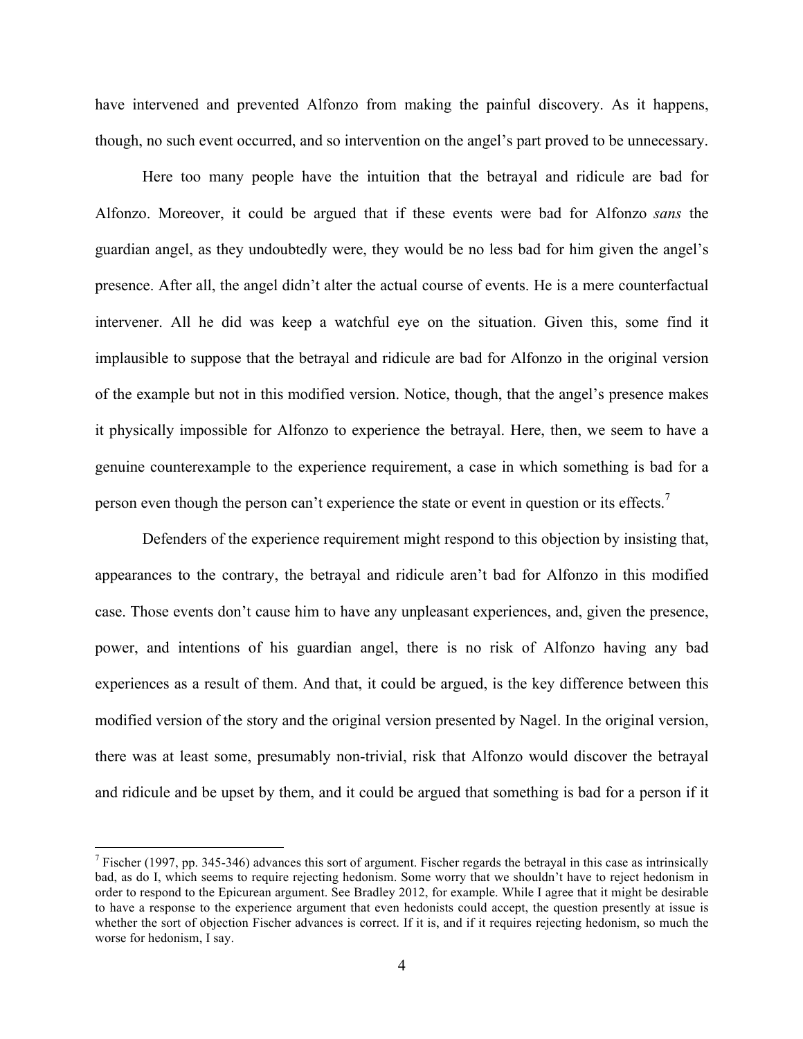have intervened and prevented Alfonzo from making the painful discovery. As it happens, though, no such event occurred, and so intervention on the angel's part proved to be unnecessary.

Here too many people have the intuition that the betrayal and ridicule are bad for Alfonzo. Moreover, it could be argued that if these events were bad for Alfonzo *sans* the guardian angel, as they undoubtedly were, they would be no less bad for him given the angel's presence. After all, the angel didn't alter the actual course of events. He is a mere counterfactual intervener. All he did was keep a watchful eye on the situation. Given this, some find it implausible to suppose that the betrayal and ridicule are bad for Alfonzo in the original version of the example but not in this modified version. Notice, though, that the angel's presence makes it physically impossible for Alfonzo to experience the betrayal. Here, then, we seem to have a genuine counterexample to the experience requirement, a case in which something is bad for a person even though the person can't experience the state or event in question or its effects.[7]

Defenders of the experience requirement might respond to this objection by insisting that, appearances to the contrary, the betrayal and ridicule aren't bad for Alfonzo in this modified case. Those events don't cause him to have any unpleasant experiences, and, given the presence, power, and intentions of his guardian angel, there is no risk of Alfonzo having any bad experiences as a result of them. And that, it could be argued, is the key difference between this modified version of the story and the original version presented by Nagel. In the original version, there was at least some, presumably non-trivial, risk that Alfonzo would discover the betrayal and ridicule and be upset by them, and it could be argued that something is bad for a person if it

[7] Fischer (1997, pp. 345-346) advances this sort of argument. Fischer regards the betrayal in this case as intrinsically bad, as do I, which seems to require rejecting hedonism. Some worry that we shouldn't have to reject hedonism in order to respond to the Epicurean argument. See Bradley 2012, for example. While I agree that it might be desirable to have a response to the experience argument that even hedonists could accept, the question presently at issue is whether the sort of objection Fischer advances is correct. If it is, and if it requires rejecting hedonism, so much the worse for hedonism, I say.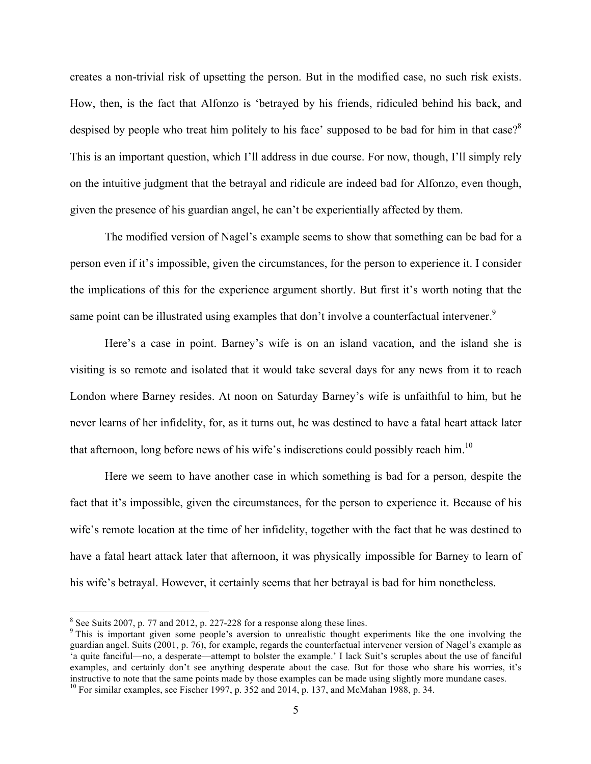creates a non-trivial risk of upsetting the person. But in the modified case, no such risk exists. How, then, is the fact that Alfonzo is 'betrayed by his friends, ridiculed behind his back, and despised by people who treat him politely to his face' supposed to be bad for him in that case?[8] This is an important question, which I'll address in due course. For now, though, I'll simply rely on the intuitive judgment that the betrayal and ridicule are indeed bad for Alfonzo, even though, given the presence of his guardian angel, he can't be experientially affected by them.

The modified version of Nagel's example seems to show that something can be bad for a person even if it's impossible, given the circumstances, for the person to experience it. I consider the implications of this for the experience argument shortly. But first it's worth noting that the same point can be illustrated using examples that don't involve a counterfactual intervener.[9]

Here's a case in point. Barney's wife is on an island vacation, and the island she is visiting is so remote and isolated that it would take several days for any news from it to reach London where Barney resides. At noon on Saturday Barney's wife is unfaithful to him, but he never learns of her infidelity, for, as it turns out, he was destined to have a fatal heart attack later that afternoon, long before news of his wife's indiscretions could possibly reach him.[10]

Here we seem to have another case in which something is bad for a person, despite the fact that it's impossible, given the circumstances, for the person to experience it. Because of his wife's remote location at the time of her infidelity, together with the fact that he was destined to have a fatal heart attack later that afternoon, it was physically impossible for Barney to learn of his wife's betrayal. However, it certainly seems that her betrayal is bad for him nonetheless.

---

[8] See Suits 2007, p. 77 and 2012, p. 227-228 for a response along these lines.

[9] This is important given some people's aversion to unrealistic thought experiments like the one involving the guardian angel. Suits (2001, p. 76), for example, regards the counterfactual intervener version of Nagel's example as 'a quite fanciful—no, a desperate—attempt to bolster the example.' I lack Suit's scruples about the use of fanciful examples, and certainly don't see anything desperate about the case. But for those who share his worries, it's instructive to note that the same points made by those examples can be made using slightly more mundane cases.

[10] For similar examples, see Fischer 1997, p. 352 and 2014, p. 137, and McMahan 1988, p. 34.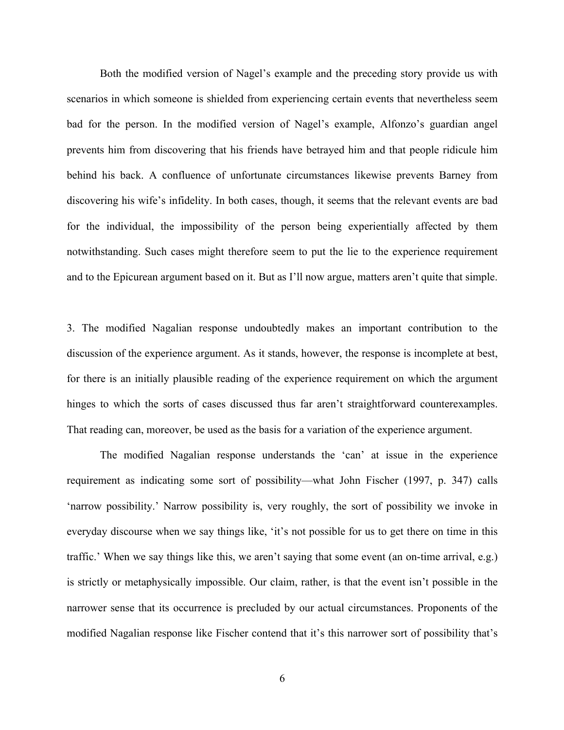Both the modified version of Nagel's example and the preceding story provide us with scenarios in which someone is shielded from experiencing certain events that nevertheless seem bad for the person. In the modified version of Nagel's example, Alfonzo's guardian angel prevents him from discovering that his friends have betrayed him and that people ridicule him behind his back. A confluence of unfortunate circumstances likewise prevents Barney from discovering his wife's infidelity. In both cases, though, it seems that the relevant events are bad for the individual, the impossibility of the person being experientially affected by them notwithstanding. Such cases might therefore seem to put the lie to the experience requirement and to the Epicurean argument based on it. But as I'll now argue, matters aren't quite that simple.

3. The modified Nagalian response undoubtedly makes an important contribution to the discussion of the experience argument. As it stands, however, the response is incomplete at best, for there is an initially plausible reading of the experience requirement on which the argument hinges to which the sorts of cases discussed thus far aren't straightforward counterexamples. That reading can, moreover, be used as the basis for a variation of the experience argument.

The modified Nagalian response understands the 'can' at issue in the experience requirement as indicating some sort of possibility—what John Fischer (1997, p. 347) calls 'narrow possibility.' Narrow possibility is, very roughly, the sort of possibility we invoke in everyday discourse when we say things like, 'it's not possible for us to get there on time in this traffic.' When we say things like this, we aren't saying that some event (an on-time arrival, e.g.) is strictly or metaphysically impossible. Our claim, rather, is that the event isn't possible in the narrower sense that its occurrence is precluded by our actual circumstances. Proponents of the modified Nagalian response like Fischer contend that it's this narrower sort of possibility that's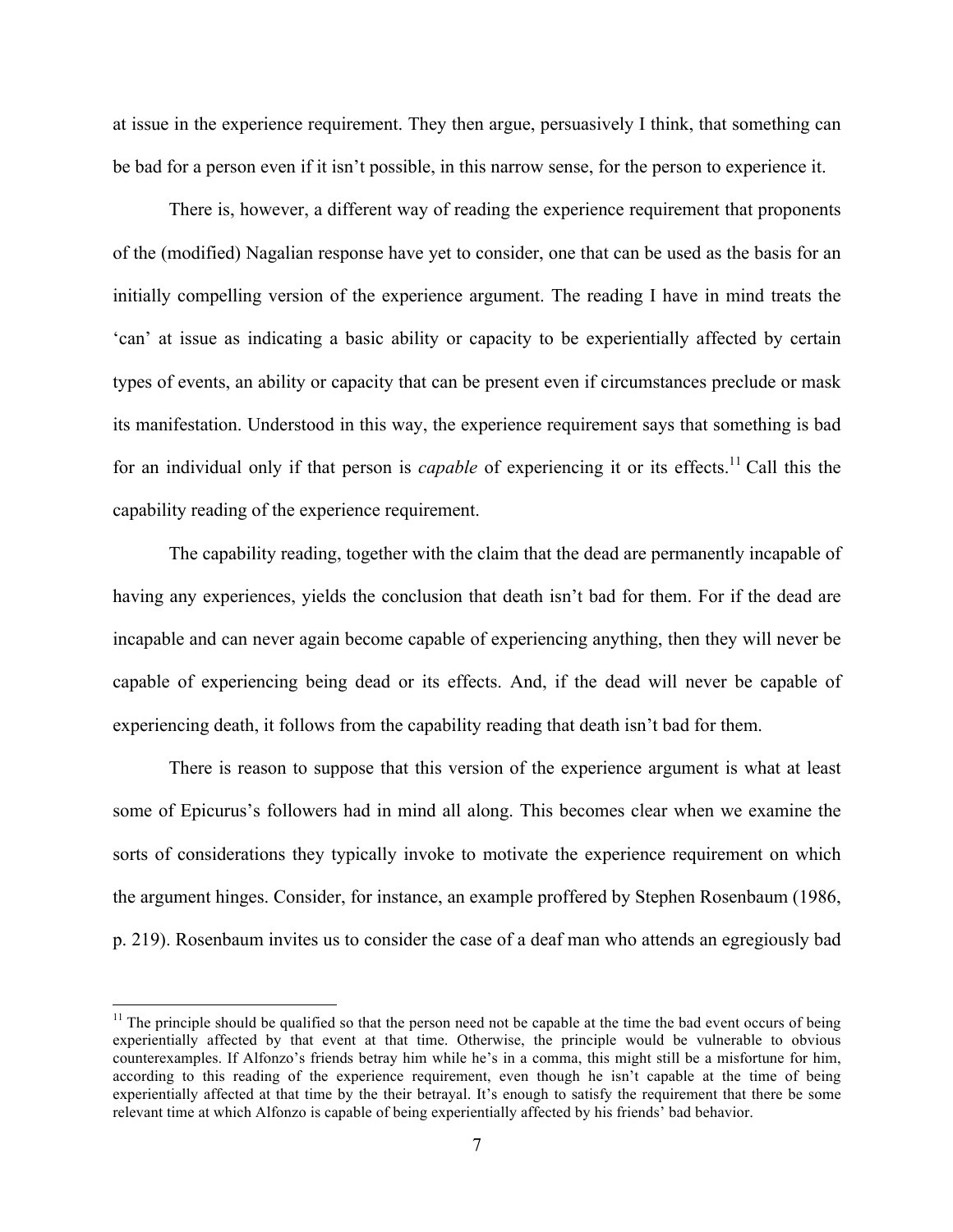at issue in the experience requirement. They then argue, persuasively I think, that something can be bad for a person even if it isn't possible, in this narrow sense, for the person to experience it.

There is, however, a different way of reading the experience requirement that proponents of the (modified) Nagalian response have yet to consider, one that can be used as the basis for an initially compelling version of the experience argument. The reading I have in mind treats the 'can' at issue as indicating a basic ability or capacity to be experientially affected by certain types of events, an ability or capacity that can be present even if circumstances preclude or mask its manifestation. Understood in this way, the experience requirement says that something is bad for an individual only if that person is *capable* of experiencing it or its effects.[11] Call this the capability reading of the experience requirement.

The capability reading, together with the claim that the dead are permanently incapable of having any experiences, yields the conclusion that death isn't bad for them. For if the dead are incapable and can never again become capable of experiencing anything, then they will never be capable of experiencing being dead or its effects. And, if the dead will never be capable of experiencing death, it follows from the capability reading that death isn't bad for them.

There is reason to suppose that this version of the experience argument is what at least some of Epicurus's followers had in mind all along. This becomes clear when we examine the sorts of considerations they typically invoke to motivate the experience requirement on which the argument hinges. Consider, for instance, an example proffered by Stephen Rosenbaum (1986, p. 219). Rosenbaum invites us to consider the case of a deaf man who attends an egregiously bad

---

[11] The principle should be qualified so that the person need not be capable at the time the bad event occurs of being experientially affected by that event at that time. Otherwise, the principle would be vulnerable to obvious counterexamples. If Alfonzo's friends betray him while he's in a comma, this might still be a misfortune for him, according to this reading of the experience requirement, even though he isn't capable at the time of being experientially affected at that time by the their betrayal. It's enough to satisfy the requirement that there be some relevant time at which Alfonzo is capable of being experientially affected by his friends' bad behavior.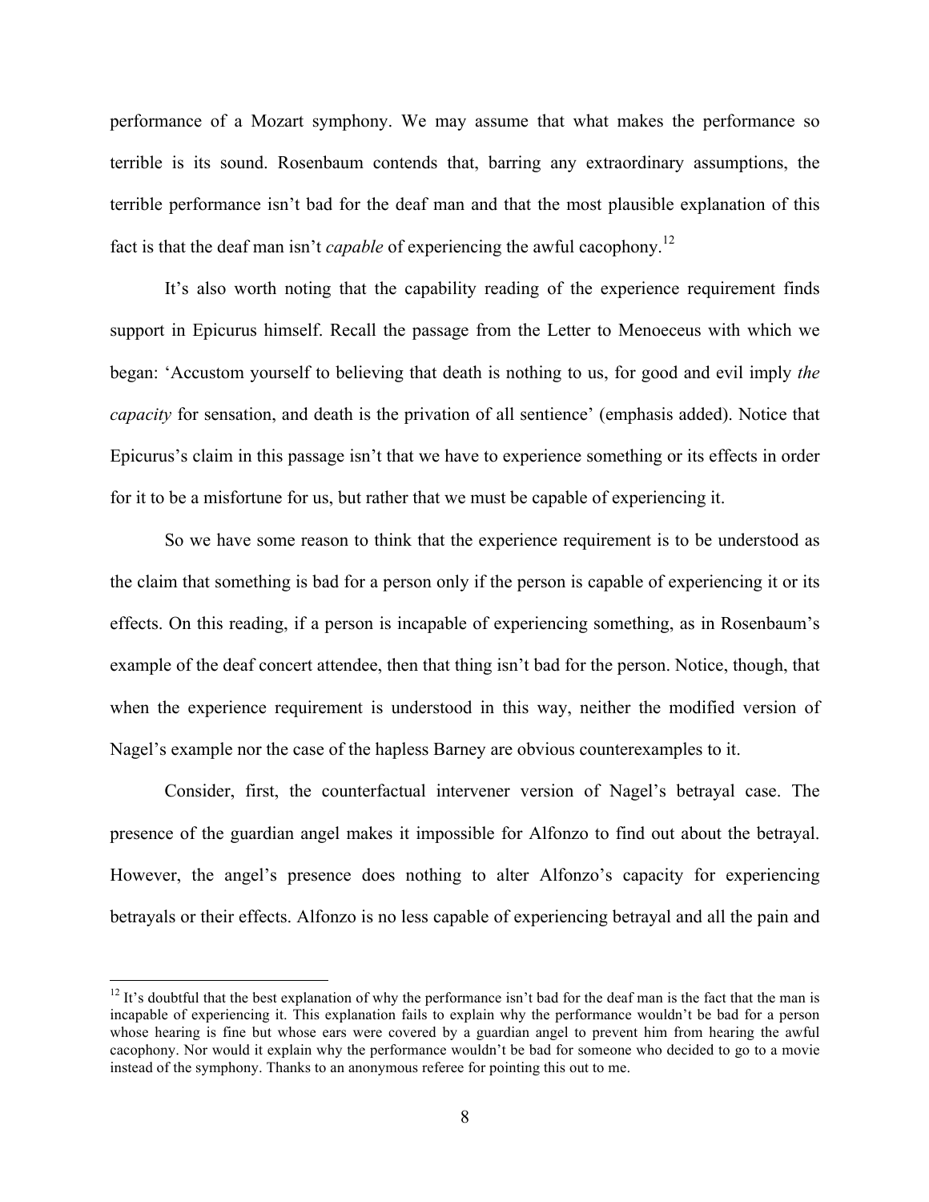performance of a Mozart symphony. We may assume that what makes the performance so terrible is its sound. Rosenbaum contends that, barring any extraordinary assumptions, the terrible performance isn't bad for the deaf man and that the most plausible explanation of this fact is that the deaf man isn't *capable* of experiencing the awful cacophony.[12]

It's also worth noting that the capability reading of the experience requirement finds support in Epicurus himself. Recall the passage from the Letter to Menoeceus with which we began: 'Accustom yourself to believing that death is nothing to us, for good and evil imply *the capacity* for sensation, and death is the privation of all sentience' (emphasis added). Notice that Epicurus's claim in this passage isn't that we have to experience something or its effects in order for it to be a misfortune for us, but rather that we must be capable of experiencing it.

So we have some reason to think that the experience requirement is to be understood as the claim that something is bad for a person only if the person is capable of experiencing it or its effects. On this reading, if a person is incapable of experiencing something, as in Rosenbaum's example of the deaf concert attendee, then that thing isn't bad for the person. Notice, though, that when the experience requirement is understood in this way, neither the modified version of Nagel's example nor the case of the hapless Barney are obvious counterexamples to it.

Consider, first, the counterfactual intervener version of Nagel's betrayal case. The presence of the guardian angel makes it impossible for Alfonzo to find out about the betrayal. However, the angel's presence does nothing to alter Alfonzo's capacity for experiencing betrayals or their effects. Alfonzo is no less capable of experiencing betrayal and all the pain and

[12] It's doubtful that the best explanation of why the performance isn't bad for the deaf man is the fact that the man is incapable of experiencing it. This explanation fails to explain why the performance wouldn't be bad for a person whose hearing is fine but whose ears were covered by a guardian angel to prevent him from hearing the awful cacophony. Nor would it explain why the performance wouldn't be bad for someone who decided to go to a movie instead of the symphony. Thanks to an anonymous referee for pointing this out to me.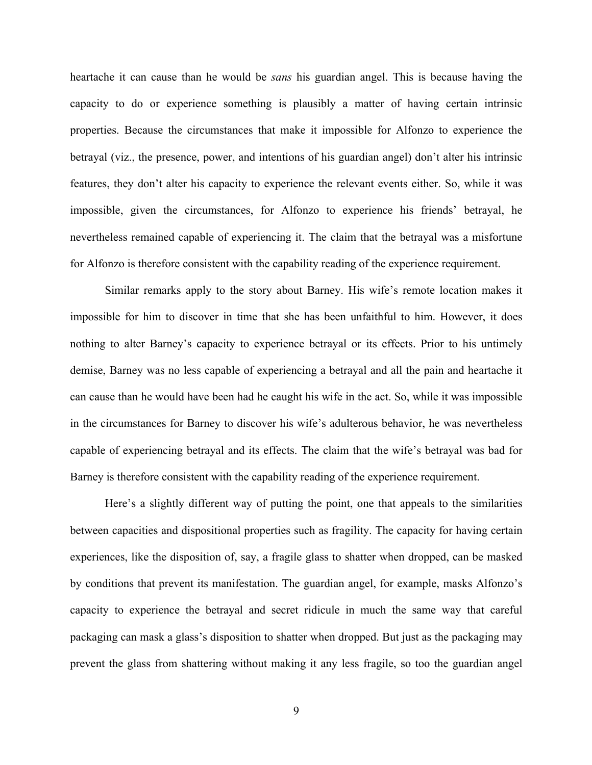heartache it can cause than he would be *sans* his guardian angel. This is because having the capacity to do or experience something is plausibly a matter of having certain intrinsic properties. Because the circumstances that make it impossible for Alfonzo to experience the betrayal (viz., the presence, power, and intentions of his guardian angel) don't alter his intrinsic features, they don't alter his capacity to experience the relevant events either. So, while it was impossible, given the circumstances, for Alfonzo to experience his friends' betrayal, he nevertheless remained capable of experiencing it. The claim that the betrayal was a misfortune for Alfonzo is therefore consistent with the capability reading of the experience requirement.

Similar remarks apply to the story about Barney. His wife's remote location makes it impossible for him to discover in time that she has been unfaithful to him. However, it does nothing to alter Barney's capacity to experience betrayal or its effects. Prior to his untimely demise, Barney was no less capable of experiencing a betrayal and all the pain and heartache it can cause than he would have been had he caught his wife in the act. So, while it was impossible in the circumstances for Barney to discover his wife's adulterous behavior, he was nevertheless capable of experiencing betrayal and its effects. The claim that the wife's betrayal was bad for Barney is therefore consistent with the capability reading of the experience requirement.

Here's a slightly different way of putting the point, one that appeals to the similarities between capacities and dispositional properties such as fragility. The capacity for having certain experiences, like the disposition of, say, a fragile glass to shatter when dropped, can be masked by conditions that prevent its manifestation. The guardian angel, for example, masks Alfonzo's capacity to experience the betrayal and secret ridicule in much the same way that careful packaging can mask a glass's disposition to shatter when dropped. But just as the packaging may prevent the glass from shattering without making it any less fragile, so too the guardian angel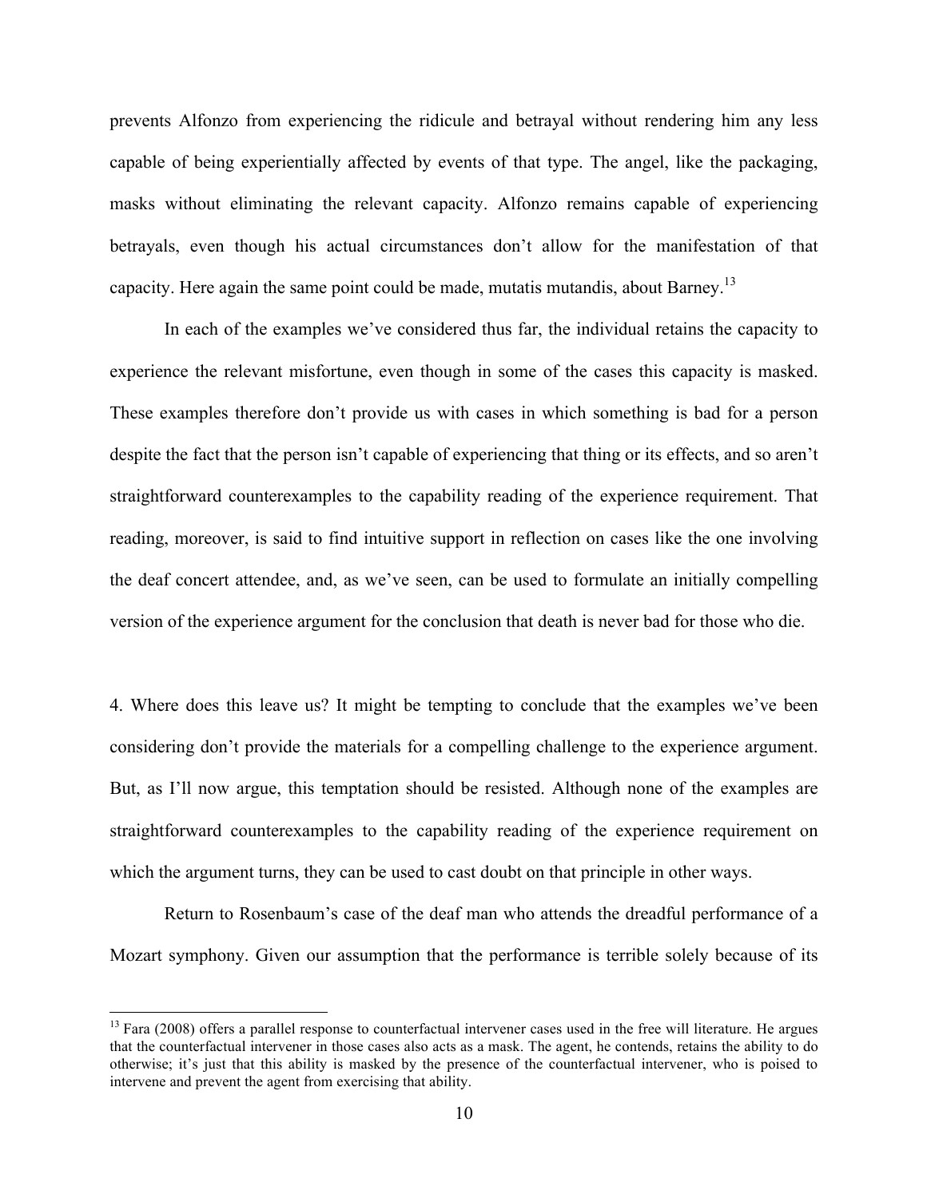prevents Alfonzo from experiencing the ridicule and betrayal without rendering him any less capable of being experientially affected by events of that type. The angel, like the packaging, masks without eliminating the relevant capacity. Alfonzo remains capable of experiencing betrayals, even though his actual circumstances don't allow for the manifestation of that capacity. Here again the same point could be made, mutatis mutandis, about Barney.[13]

In each of the examples we've considered thus far, the individual retains the capacity to experience the relevant misfortune, even though in some of the cases this capacity is masked. These examples therefore don't provide us with cases in which something is bad for a person despite the fact that the person isn't capable of experiencing that thing or its effects, and so aren't straightforward counterexamples to the capability reading of the experience requirement. That reading, moreover, is said to find intuitive support in reflection on cases like the one involving the deaf concert attendee, and, as we've seen, can be used to formulate an initially compelling version of the experience argument for the conclusion that death is never bad for those who die.

4. Where does this leave us? It might be tempting to conclude that the examples we've been considering don't provide the materials for a compelling challenge to the experience argument. But, as I'll now argue, this temptation should be resisted. Although none of the examples are straightforward counterexamples to the capability reading of the experience requirement on which the argument turns, they can be used to cast doubt on that principle in other ways.

Return to Rosenbaum's case of the deaf man who attends the dreadful performance of a Mozart symphony. Given our assumption that the performance is terrible solely because of its

---

[13] Fara (2008) offers a parallel response to counterfactual intervener cases used in the free will literature. He argues that the counterfactual intervener in those cases also acts as a mask. The agent, he contends, retains the ability to do otherwise; it's just that this ability is masked by the presence of the counterfactual intervener, who is poised to intervene and prevent the agent from exercising that ability.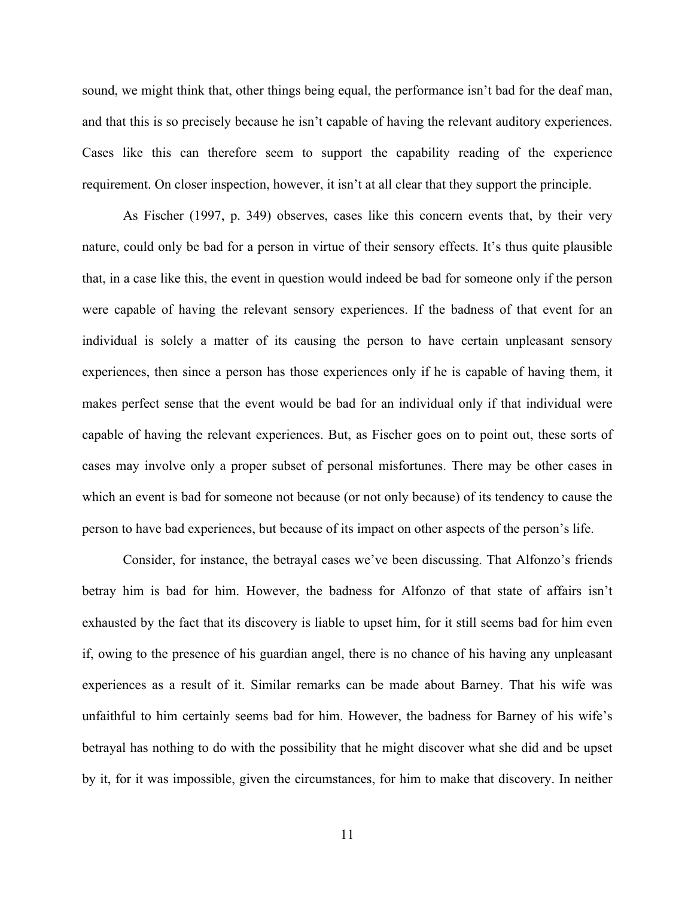sound, we might think that, other things being equal, the performance isn't bad for the deaf man, and that this is so precisely because he isn't capable of having the relevant auditory experiences. Cases like this can therefore seem to support the capability reading of the experience requirement. On closer inspection, however, it isn't at all clear that they support the principle.

As Fischer (1997, p. 349) observes, cases like this concern events that, by their very nature, could only be bad for a person in virtue of their sensory effects. It's thus quite plausible that, in a case like this, the event in question would indeed be bad for someone only if the person were capable of having the relevant sensory experiences. If the badness of that event for an individual is solely a matter of its causing the person to have certain unpleasant sensory experiences, then since a person has those experiences only if he is capable of having them, it makes perfect sense that the event would be bad for an individual only if that individual were capable of having the relevant experiences. But, as Fischer goes on to point out, these sorts of cases may involve only a proper subset of personal misfortunes. There may be other cases in which an event is bad for someone not because (or not only because) of its tendency to cause the person to have bad experiences, but because of its impact on other aspects of the person's life.

Consider, for instance, the betrayal cases we've been discussing. That Alfonzo's friends betray him is bad for him. However, the badness for Alfonzo of that state of affairs isn't exhausted by the fact that its discovery is liable to upset him, for it still seems bad for him even if, owing to the presence of his guardian angel, there is no chance of his having any unpleasant experiences as a result of it. Similar remarks can be made about Barney. That his wife was unfaithful to him certainly seems bad for him. However, the badness for Barney of his wife's betrayal has nothing to do with the possibility that he might discover what she did and be upset by it, for it was impossible, given the circumstances, for him to make that discovery. In neither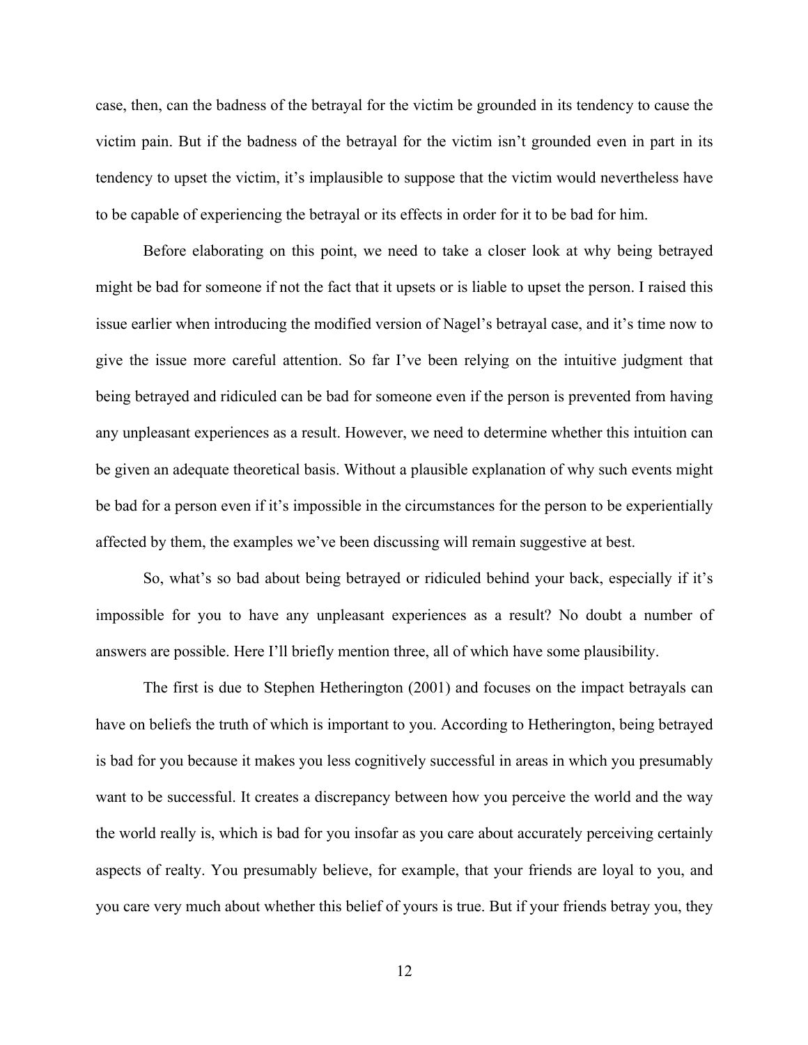case, then, can the badness of the betrayal for the victim be grounded in its tendency to cause the victim pain. But if the badness of the betrayal for the victim isn't grounded even in part in its tendency to upset the victim, it's implausible to suppose that the victim would nevertheless have to be capable of experiencing the betrayal or its effects in order for it to be bad for him.

Before elaborating on this point, we need to take a closer look at why being betrayed might be bad for someone if not the fact that it upsets or is liable to upset the person. I raised this issue earlier when introducing the modified version of Nagel's betrayal case, and it's time now to give the issue more careful attention. So far I've been relying on the intuitive judgment that being betrayed and ridiculed can be bad for someone even if the person is prevented from having any unpleasant experiences as a result. However, we need to determine whether this intuition can be given an adequate theoretical basis. Without a plausible explanation of why such events might be bad for a person even if it's impossible in the circumstances for the person to be experientially affected by them, the examples we've been discussing will remain suggestive at best.

So, what's so bad about being betrayed or ridiculed behind your back, especially if it's impossible for you to have any unpleasant experiences as a result? No doubt a number of answers are possible. Here I'll briefly mention three, all of which have some plausibility.

The first is due to Stephen Hetherington (2001) and focuses on the impact betrayals can have on beliefs the truth of which is important to you. According to Hetherington, being betrayed is bad for you because it makes you less cognitively successful in areas in which you presumably want to be successful. It creates a discrepancy between how you perceive the world and the way the world really is, which is bad for you insofar as you care about accurately perceiving certainly aspects of realty. You presumably believe, for example, that your friends are loyal to you, and you care very much about whether this belief of yours is true. But if your friends betray you, they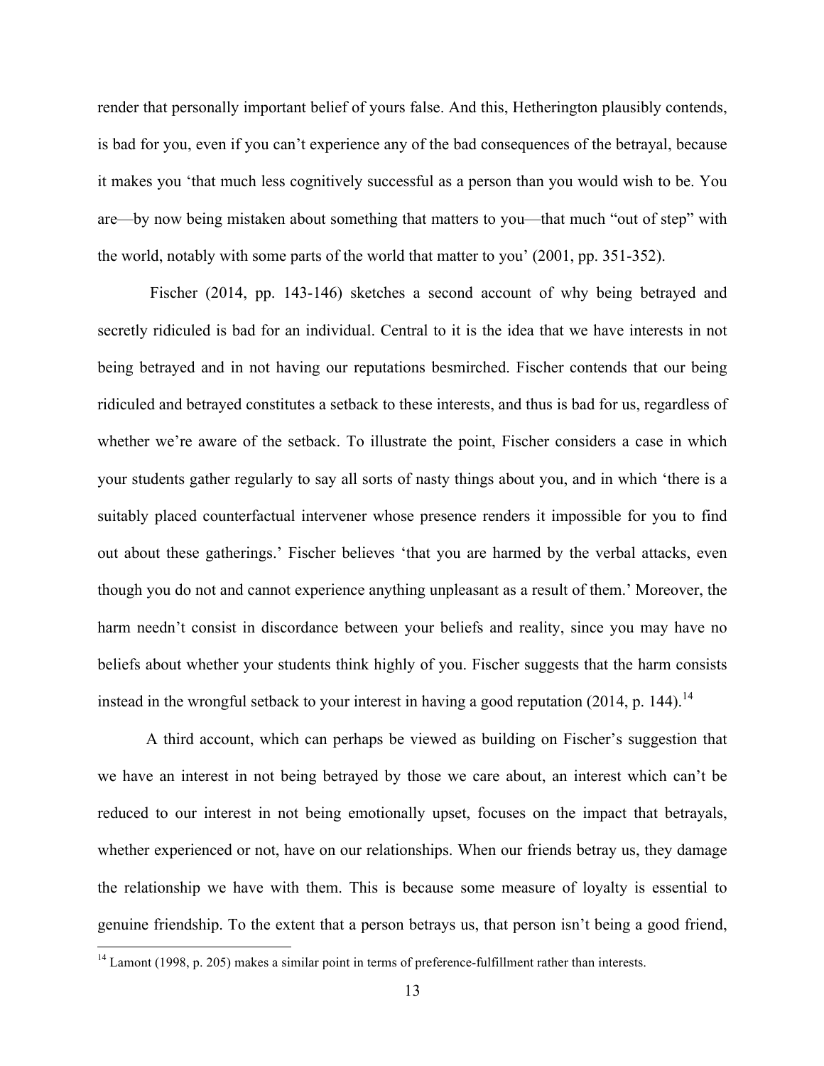render that personally important belief of yours false. And this, Hetherington plausibly contends, is bad for you, even if you can't experience any of the bad consequences of the betrayal, because it makes you 'that much less cognitively successful as a person than you would wish to be. You are—by now being mistaken about something that matters to you—that much "out of step" with the world, notably with some parts of the world that matter to you' (2001, pp. 351-352).

Fischer (2014, pp. 143-146) sketches a second account of why being betrayed and secretly ridiculed is bad for an individual. Central to it is the idea that we have interests in not being betrayed and in not having our reputations besmirched. Fischer contends that our being ridiculed and betrayed constitutes a setback to these interests, and thus is bad for us, regardless of whether we're aware of the setback. To illustrate the point, Fischer considers a case in which your students gather regularly to say all sorts of nasty things about you, and in which 'there is a suitably placed counterfactual intervener whose presence renders it impossible for you to find out about these gatherings.' Fischer believes 'that you are harmed by the verbal attacks, even though you do not and cannot experience anything unpleasant as a result of them.' Moreover, the harm needn't consist in discordance between your beliefs and reality, since you may have no beliefs about whether your students think highly of you. Fischer suggests that the harm consists instead in the wrongful setback to your interest in having a good reputation (2014, p. 144).[14]

A third account, which can perhaps be viewed as building on Fischer's suggestion that we have an interest in not being betrayed by those we care about, an interest which can't be reduced to our interest in not being emotionally upset, focuses on the impact that betrayals, whether experienced or not, have on our relationships. When our friends betray us, they damage the relationship we have with them. This is because some measure of loyalty is essential to genuine friendship. To the extent that a person betrays us, that person isn't being a good friend,

[14] Lamont (1998, p. 205) makes a similar point in terms of preference-fulfillment rather than interests.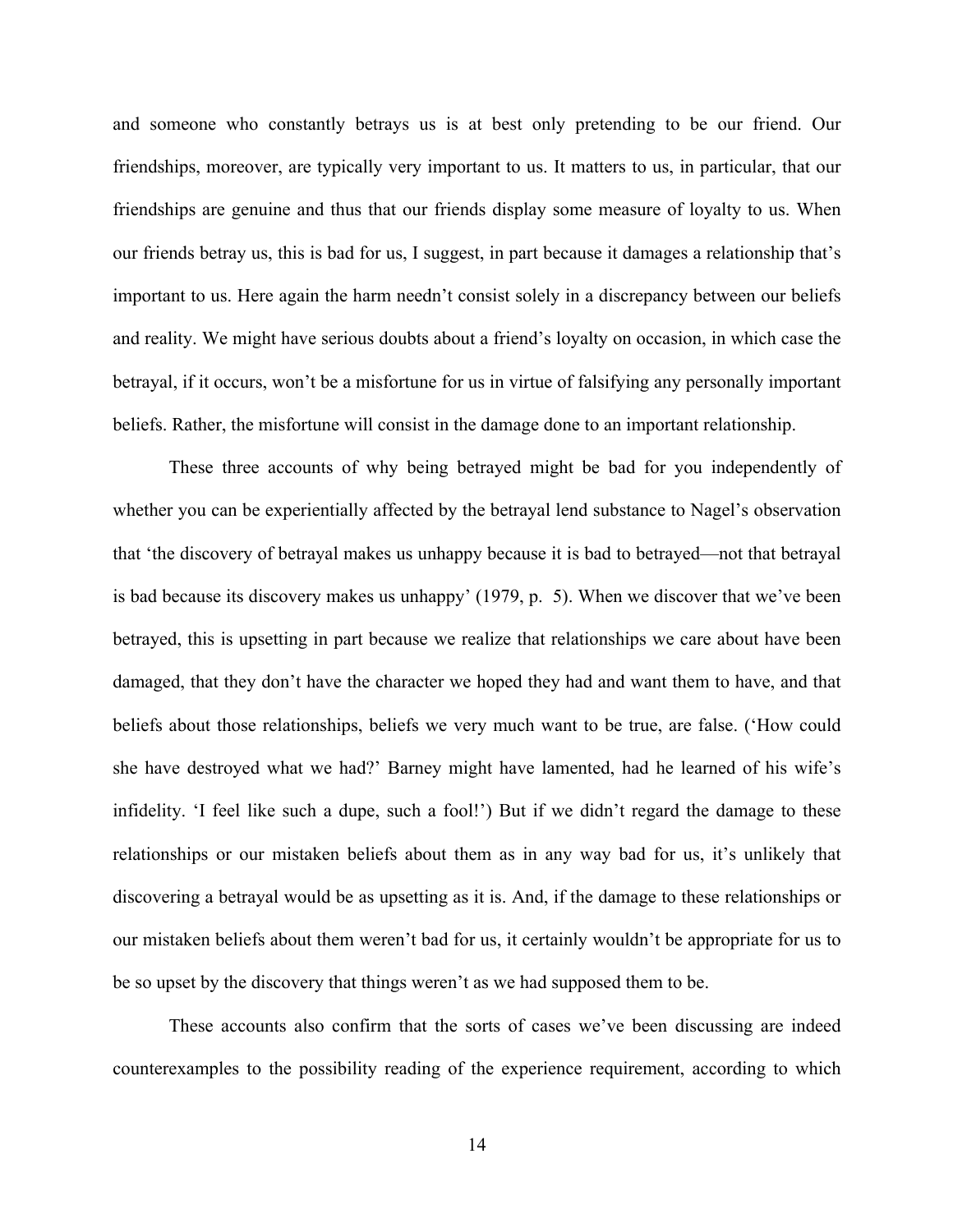and someone who constantly betrays us is at best only pretending to be our friend. Our friendships, moreover, are typically very important to us. It matters to us, in particular, that our friendships are genuine and thus that our friends display some measure of loyalty to us. When our friends betray us, this is bad for us, I suggest, in part because it damages a relationship that's important to us. Here again the harm needn't consist solely in a discrepancy between our beliefs and reality. We might have serious doubts about a friend's loyalty on occasion, in which case the betrayal, if it occurs, won't be a misfortune for us in virtue of falsifying any personally important beliefs. Rather, the misfortune will consist in the damage done to an important relationship.

These three accounts of why being betrayed might be bad for you independently of whether you can be experientially affected by the betrayal lend substance to Nagel's observation that 'the discovery of betrayal makes us unhappy because it is bad to betrayed—not that betrayal is bad because its discovery makes us unhappy' (1979, p. 5). When we discover that we've been betrayed, this is upsetting in part because we realize that relationships we care about have been damaged, that they don't have the character we hoped they had and want them to have, and that beliefs about those relationships, beliefs we very much want to be true, are false. ('How could she have destroyed what we had?' Barney might have lamented, had he learned of his wife's infidelity. 'I feel like such a dupe, such a fool!') But if we didn't regard the damage to these relationships or our mistaken beliefs about them as in any way bad for us, it's unlikely that discovering a betrayal would be as upsetting as it is. And, if the damage to these relationships or our mistaken beliefs about them weren't bad for us, it certainly wouldn't be appropriate for us to be so upset by the discovery that things weren't as we had supposed them to be.

These accounts also confirm that the sorts of cases we've been discussing are indeed counterexamples to the possibility reading of the experience requirement, according to which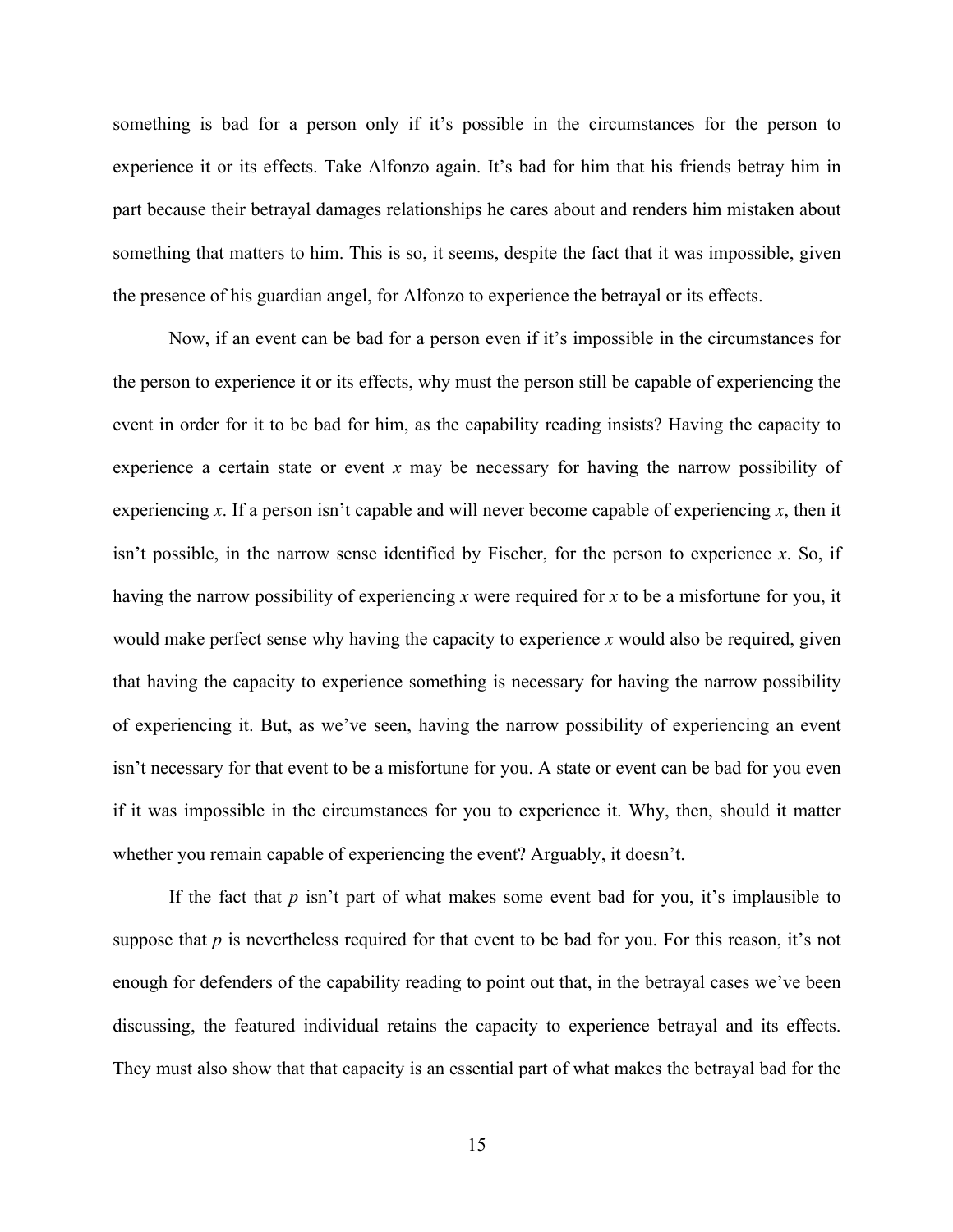something is bad for a person only if it's possible in the circumstances for the person to experience it or its effects. Take Alfonzo again. It's bad for him that his friends betray him in part because their betrayal damages relationships he cares about and renders him mistaken about something that matters to him. This is so, it seems, despite the fact that it was impossible, given the presence of his guardian angel, for Alfonzo to experience the betrayal or its effects.

Now, if an event can be bad for a person even if it's impossible in the circumstances for the person to experience it or its effects, why must the person still be capable of experiencing the event in order for it to be bad for him, as the capability reading insists? Having the capacity to experience a certain state or event *x* may be necessary for having the narrow possibility of experiencing *x*. If a person isn't capable and will never become capable of experiencing *x*, then it isn't possible, in the narrow sense identified by Fischer, for the person to experience *x*. So, if having the narrow possibility of experiencing *x* were required for *x* to be a misfortune for you, it would make perfect sense why having the capacity to experience *x* would also be required, given that having the capacity to experience something is necessary for having the narrow possibility of experiencing it. But, as we've seen, having the narrow possibility of experiencing an event isn't necessary for that event to be a misfortune for you. A state or event can be bad for you even if it was impossible in the circumstances for you to experience it. Why, then, should it matter whether you remain capable of experiencing the event? Arguably, it doesn't.

If the fact that *p* isn't part of what makes some event bad for you, it's implausible to suppose that *p* is nevertheless required for that event to be bad for you. For this reason, it's not enough for defenders of the capability reading to point out that, in the betrayal cases we've been discussing, the featured individual retains the capacity to experience betrayal and its effects. They must also show that that capacity is an essential part of what makes the betrayal bad for the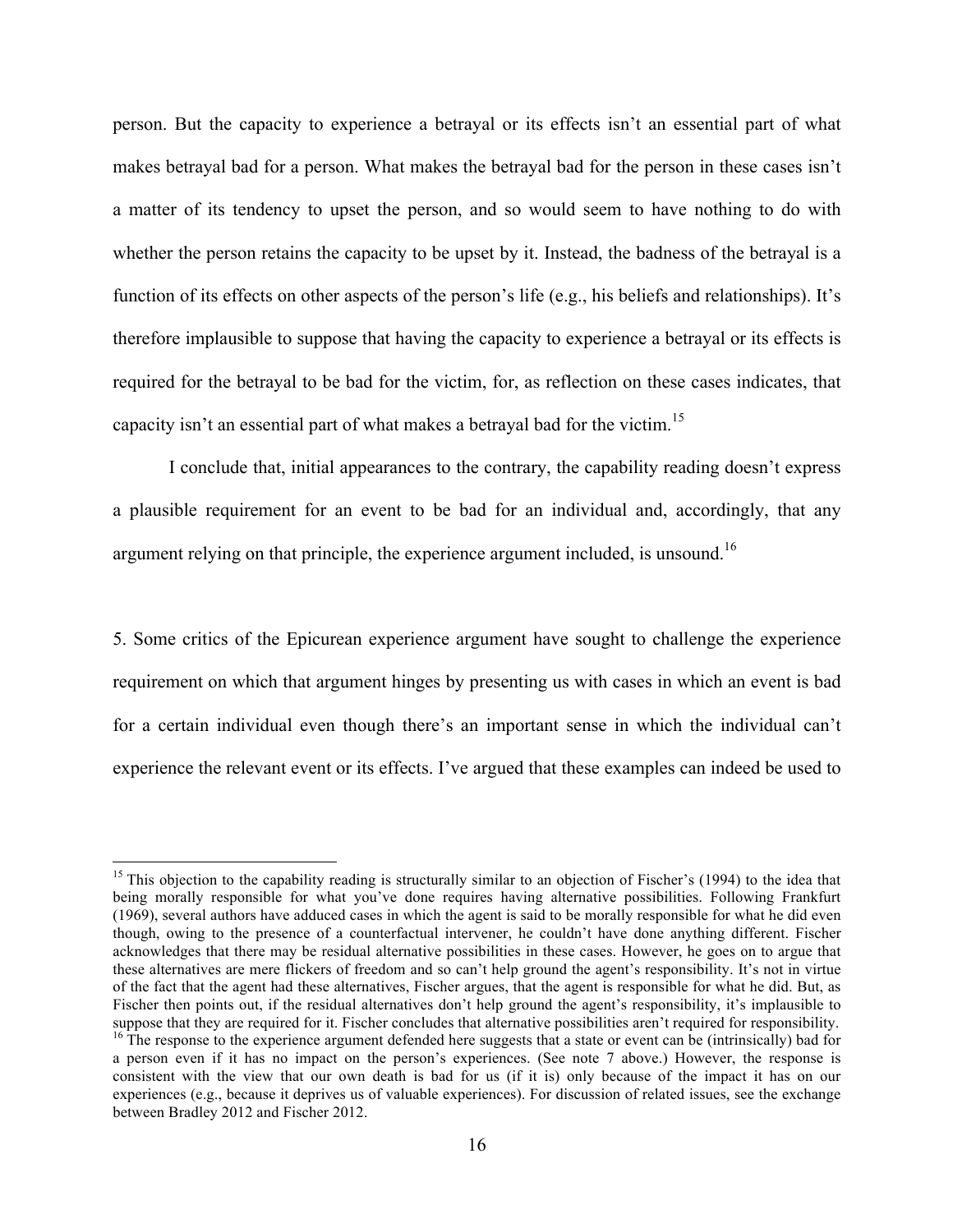person. But the capacity to experience a betrayal or its effects isn't an essential part of what makes betrayal bad for a person. What makes the betrayal bad for the person in these cases isn't a matter of its tendency to upset the person, and so would seem to have nothing to do with whether the person retains the capacity to be upset by it. Instead, the badness of the betrayal is a function of its effects on other aspects of the person's life (e.g., his beliefs and relationships). It's therefore implausible to suppose that having the capacity to experience a betrayal or its effects is required for the betrayal to be bad for the victim, for, as reflection on these cases indicates, that capacity isn't an essential part of what makes a betrayal bad for the victim.[15]

I conclude that, initial appearances to the contrary, the capability reading doesn't express a plausible requirement for an event to be bad for an individual and, accordingly, that any argument relying on that principle, the experience argument included, is unsound.[16]

5. Some critics of the Epicurean experience argument have sought to challenge the experience requirement on which that argument hinges by presenting us with cases in which an event is bad for a certain individual even though there's an important sense in which the individual can't experience the relevant event or its effects. I've argued that these examples can indeed be used to

---

[15] This objection to the capability reading is structurally similar to an objection of Fischer's (1994) to the idea that being morally responsible for what you've done requires having alternative possibilities. Following Frankfurt (1969), several authors have adduced cases in which the agent is said to be morally responsible for what he did even though, owing to the presence of a counterfactual intervener, he couldn't have done anything different. Fischer acknowledges that there may be residual alternative possibilities in these cases. However, he goes on to argue that these alternatives are mere flickers of freedom and so can't help ground the agent's responsibility. It's not in virtue of the fact that the agent had these alternatives, Fischer argues, that the agent is responsible for what he did. But, as Fischer then points out, if the residual alternatives don't help ground the agent's responsibility, it's implausible to suppose that they are required for it. Fischer concludes that alternative possibilities aren't required for responsibility.

[16] The response to the experience argument defended here suggests that a state or event can be (intrinsically) bad for a person even if it has no impact on the person's experiences. (See note 7 above.) However, the response is consistent with the view that our own death is bad for us (if it is) only because of the impact it has on our experiences (e.g., because it deprives us of valuable experiences). For discussion of related issues, see the exchange between Bradley 2012 and Fischer 2012.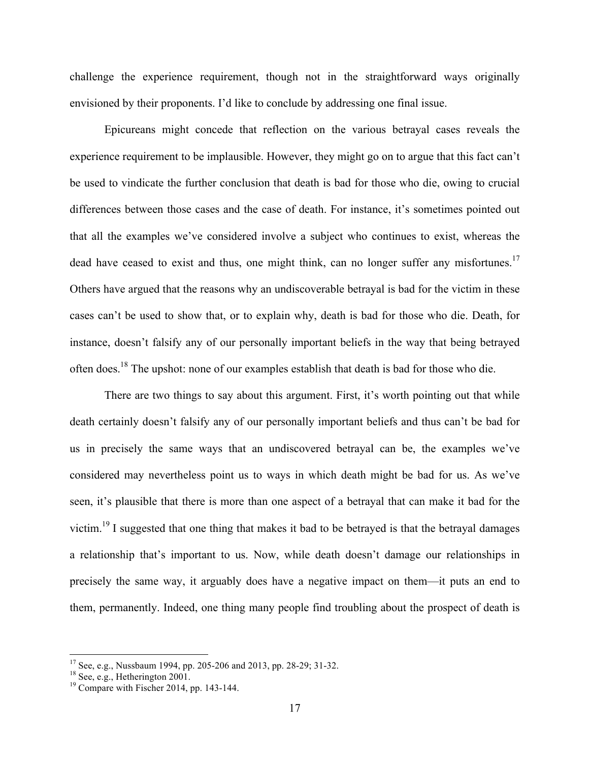challenge the experience requirement, though not in the straightforward ways originally envisioned by their proponents. I'd like to conclude by addressing one final issue.

Epicureans might concede that reflection on the various betrayal cases reveals the experience requirement to be implausible. However, they might go on to argue that this fact can't be used to vindicate the further conclusion that death is bad for those who die, owing to crucial differences between those cases and the case of death. For instance, it's sometimes pointed out that all the examples we've considered involve a subject who continues to exist, whereas the dead have ceased to exist and thus, one might think, can no longer suffer any misfortunes.[17] Others have argued that the reasons why an undiscoverable betrayal is bad for the victim in these cases can't be used to show that, or to explain why, death is bad for those who die. Death, for instance, doesn't falsify any of our personally important beliefs in the way that being betrayed often does.[18] The upshot: none of our examples establish that death is bad for those who die.

There are two things to say about this argument. First, it's worth pointing out that while death certainly doesn't falsify any of our personally important beliefs and thus can't be bad for us in precisely the same ways that an undiscovered betrayal can be, the examples we've considered may nevertheless point us to ways in which death might be bad for us. As we've seen, it's plausible that there is more than one aspect of a betrayal that can make it bad for the victim.[19] I suggested that one thing that makes it bad to be betrayed is that the betrayal damages a relationship that's important to us. Now, while death doesn't damage our relationships in precisely the same way, it arguably does have a negative impact on them—it puts an end to them, permanently. Indeed, one thing many people find troubling about the prospect of death is

---

[17] See, e.g., Nussbaum 1994, pp. 205-206 and 2013, pp. 28-29; 31-32.

[18] See, e.g., Hetherington 2001.

[19] Compare with Fischer 2014, pp. 143-144.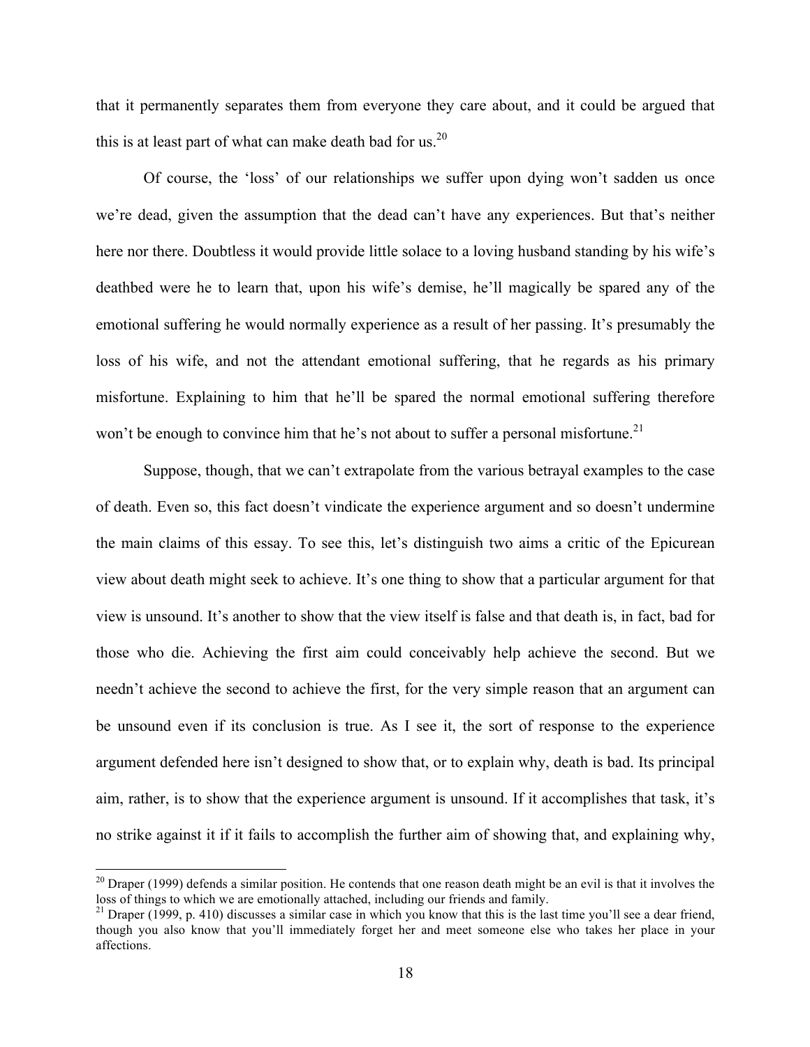that it permanently separates them from everyone they care about, and it could be argued that this is at least part of what can make death bad for us.[20]

Of course, the 'loss' of our relationships we suffer upon dying won't sadden us once we're dead, given the assumption that the dead can't have any experiences. But that's neither here nor there. Doubtless it would provide little solace to a loving husband standing by his wife's deathbed were he to learn that, upon his wife's demise, he'll magically be spared any of the emotional suffering he would normally experience as a result of her passing. It's presumably the loss of his wife, and not the attendant emotional suffering, that he regards as his primary misfortune. Explaining to him that he'll be spared the normal emotional suffering therefore won't be enough to convince him that he's not about to suffer a personal misfortune.[21]

Suppose, though, that we can't extrapolate from the various betrayal examples to the case of death. Even so, this fact doesn't vindicate the experience argument and so doesn't undermine the main claims of this essay. To see this, let's distinguish two aims a critic of the Epicurean view about death might seek to achieve. It's one thing to show that a particular argument for that view is unsound. It's another to show that the view itself is false and that death is, in fact, bad for those who die. Achieving the first aim could conceivably help achieve the second. But we needn't achieve the second to achieve the first, for the very simple reason that an argument can be unsound even if its conclusion is true. As I see it, the sort of response to the experience argument defended here isn't designed to show that, or to explain why, death is bad. Its principal aim, rather, is to show that the experience argument is unsound. If it accomplishes that task, it's no strike against it if it fails to accomplish the further aim of showing that, and explaining why,

---

[20] Draper (1999) defends a similar position. He contends that one reason death might be an evil is that it involves the loss of things to which we are emotionally attached, including our friends and family.

[21] Draper (1999, p. 410) discusses a similar case in which you know that this is the last time you'll see a dear friend, though you also know that you'll immediately forget her and meet someone else who takes her place in your affections.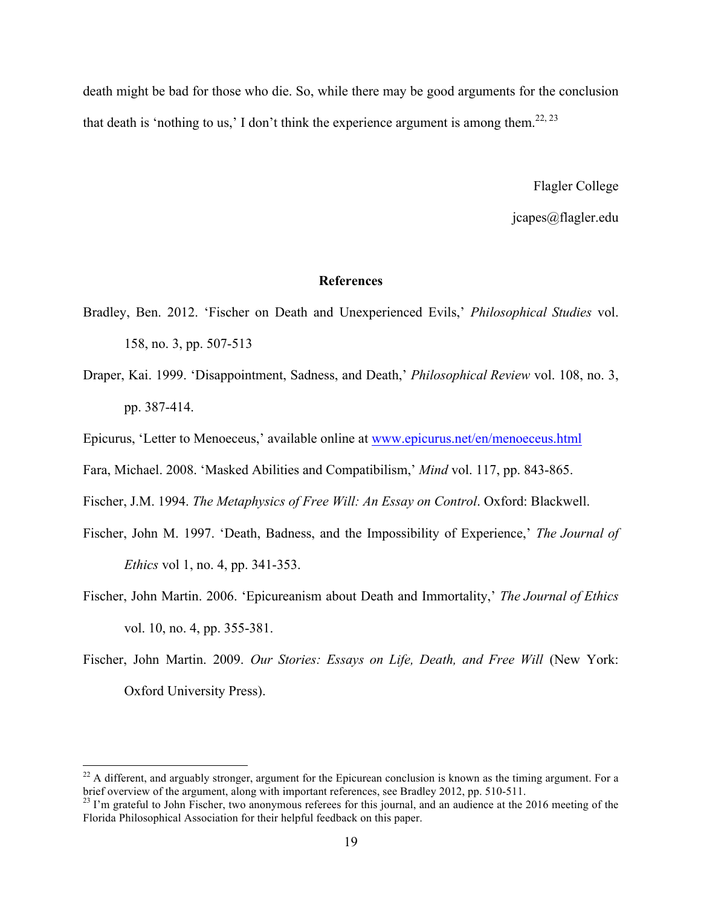death might be bad for those who die. So, while there may be good arguments for the conclusion that death is 'nothing to us,' I don't think the experience argument is among them.[22, 23]

Flagler College

jcapes@flagler.edu

## References

Bradley, Ben. 2012. 'Fischer on Death and Unexperienced Evils,' *Philosophical Studies* vol. 158, no. 3, pp. 507-513

Draper, Kai. 1999. 'Disappointment, Sadness, and Death,' *Philosophical Review* vol. 108, no. 3, pp. 387-414.

Epicurus, 'Letter to Menoeceus,' available online at www.epicurus.net/en/menoeceus.html

Fara, Michael. 2008. 'Masked Abilities and Compatibilism,' *Mind* vol. 117, pp. 843-865.

Fischer, J.M. 1994. *The Metaphysics of Free Will: An Essay on Control*. Oxford: Blackwell.

Fischer, John M. 1997. 'Death, Badness, and the Impossibility of Experience,' *The Journal of Ethics* vol 1, no. 4, pp. 341-353.

Fischer, John Martin. 2006. 'Epicureanism about Death and Immortality,' *The Journal of Ethics* vol. 10, no. 4, pp. 355-381.

Fischer, John Martin. 2009. *Our Stories: Essays on Life, Death, and Free Will* (New York: Oxford University Press).

---

[22] A different, and arguably stronger, argument for the Epicurean conclusion is known as the timing argument. For a brief overview of the argument, along with important references, see Bradley 2012, pp. 510-511.

[23] I'm grateful to John Fischer, two anonymous referees for this journal, and an audience at the 2016 meeting of the Florida Philosophical Association for their helpful feedback on this paper.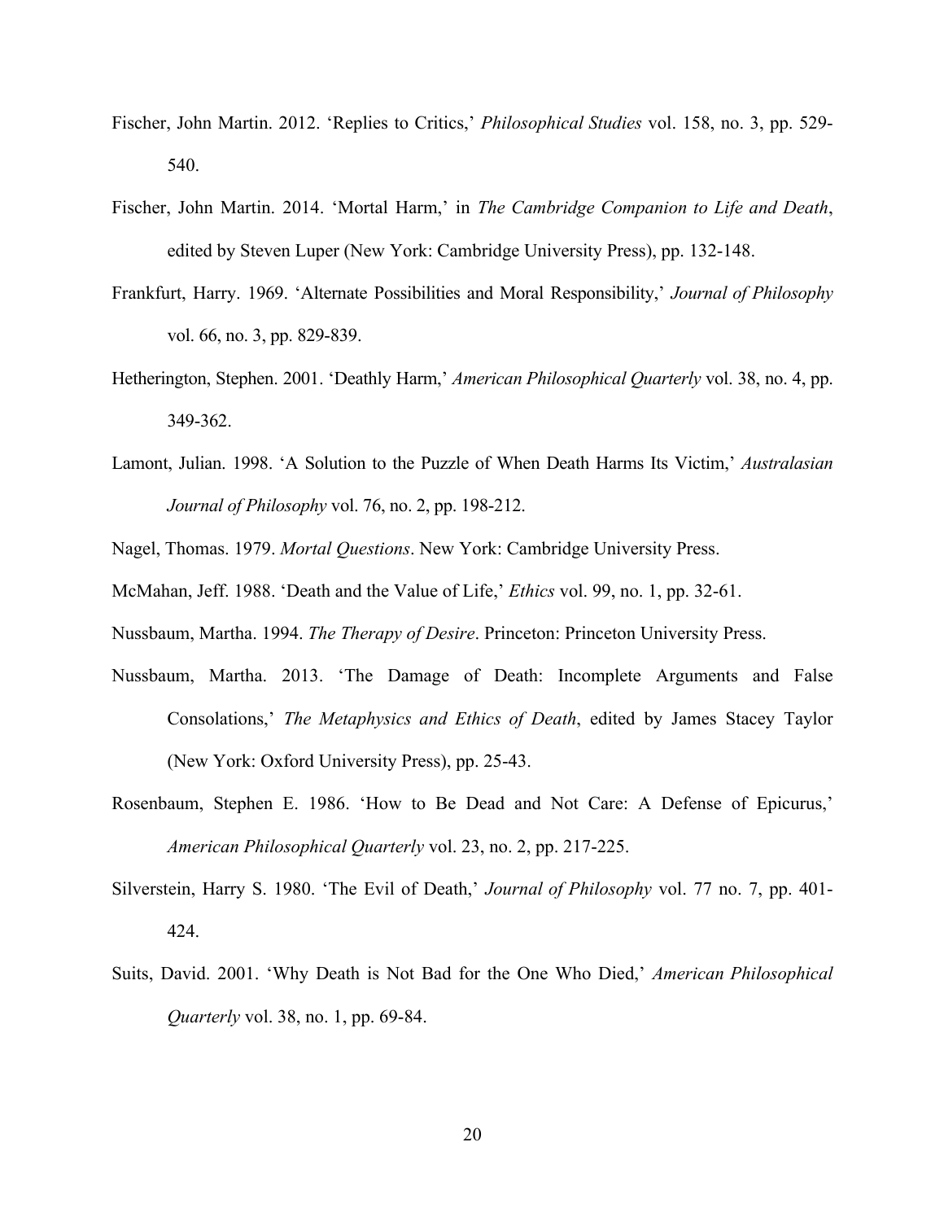Fischer, John Martin. 2012. 'Replies to Critics,' *Philosophical Studies* vol. 158, no. 3, pp. 529-540.

Fischer, John Martin. 2014. 'Mortal Harm,' in *The Cambridge Companion to Life and Death*, edited by Steven Luper (New York: Cambridge University Press), pp. 132-148.

Frankfurt, Harry. 1969. 'Alternate Possibilities and Moral Responsibility,' *Journal of Philosophy* vol. 66, no. 3, pp. 829-839.

Hetherington, Stephen. 2001. 'Deathly Harm,' *American Philosophical Quarterly* vol. 38, no. 4, pp. 349-362.

Lamont, Julian. 1998. 'A Solution to the Puzzle of When Death Harms Its Victim,' *Australasian Journal of Philosophy* vol. 76, no. 2, pp. 198-212.

Nagel, Thomas. 1979. *Mortal Questions*. New York: Cambridge University Press.

McMahan, Jeff. 1988. 'Death and the Value of Life,' *Ethics* vol. 99, no. 1, pp. 32-61.

Nussbaum, Martha. 1994. *The Therapy of Desire*. Princeton: Princeton University Press.

Nussbaum, Martha. 2013. 'The Damage of Death: Incomplete Arguments and False Consolations,' *The Metaphysics and Ethics of Death*, edited by James Stacey Taylor (New York: Oxford University Press), pp. 25-43.

Rosenbaum, Stephen E. 1986. 'How to Be Dead and Not Care: A Defense of Epicurus,' *American Philosophical Quarterly* vol. 23, no. 2, pp. 217-225.

Silverstein, Harry S. 1980. 'The Evil of Death,' *Journal of Philosophy* vol. 77 no. 7, pp. 401-424.

Suits, David. 2001. 'Why Death is Not Bad for the One Who Died,' *American Philosophical Quarterly* vol. 38, no. 1, pp. 69-84.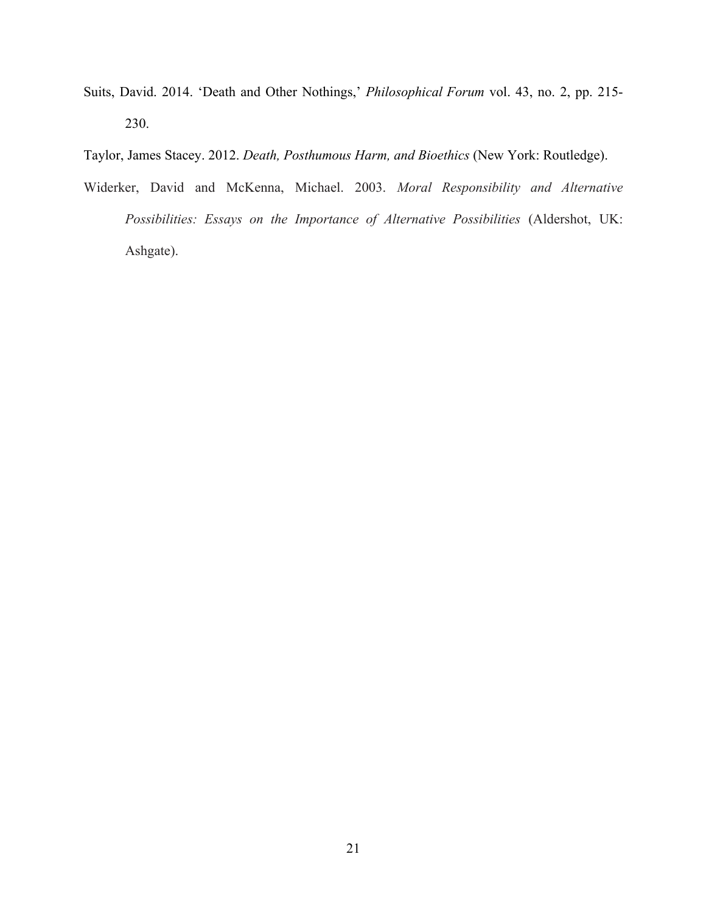Suits, David. 2014. 'Death and Other Nothings,' *Philosophical Forum* vol. 43, no. 2, pp. 215-230.

Taylor, James Stacey. 2012. *Death, Posthumous Harm, and Bioethics* (New York: Routledge).

Widerker, David and McKenna, Michael. 2003. *Moral Responsibility and Alternative Possibilities: Essays on the Importance of Alternative Possibilities* (Aldershot, UK: Ashgate).